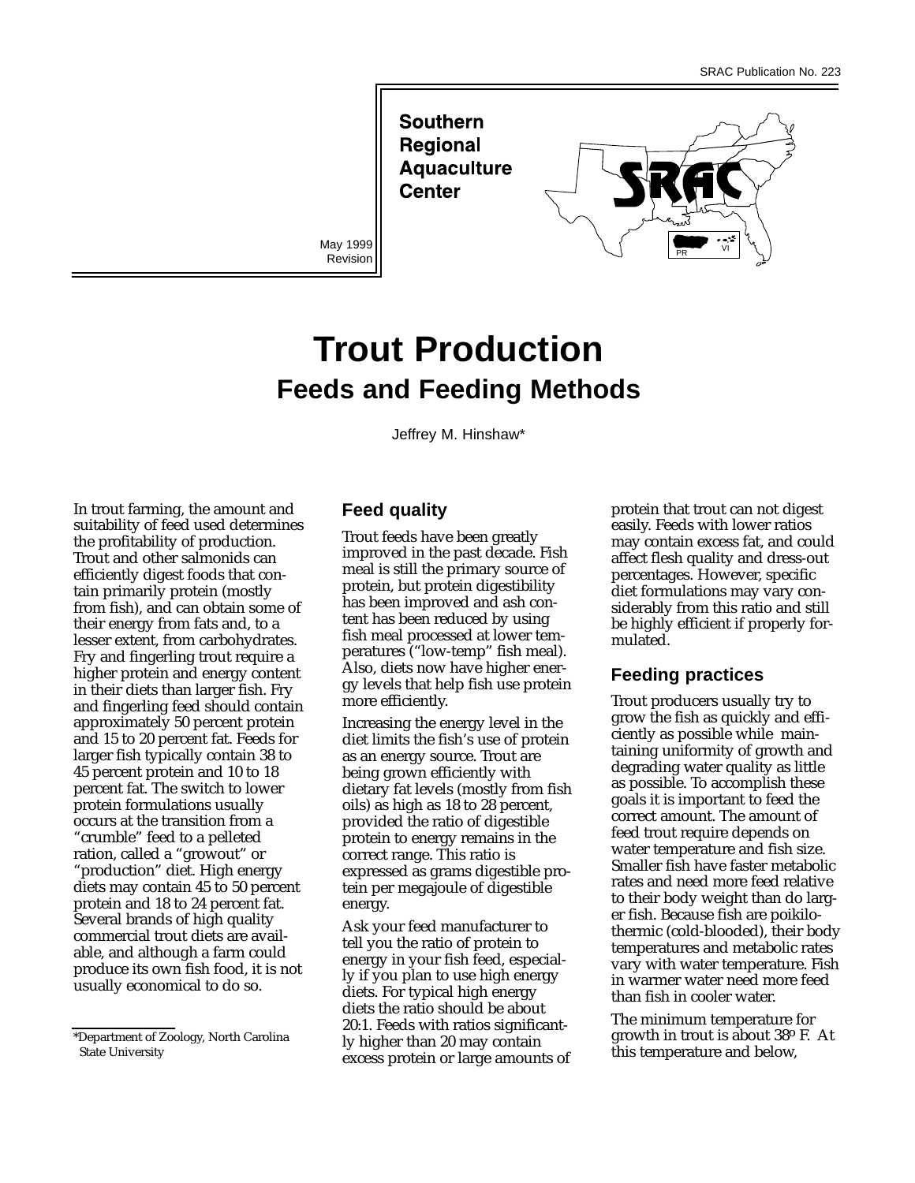SRAC Publication No. 223

**Southern Regional Aquaculture Center**

May 1999 Revision

# Trout Production

## Feeds and Feeding Methods

Jeffrey M. Hinshaw*

In trout farming, the amount and suitability of feed used determines the profitability of production. Trout and other salmonids can efficiently digest foods that contain primarily protein (mostly from fish), and can obtain some of their energy from fats and, to a lesser extent, from carbohydrates. Fry and fingerling trout require a higher protein and energy content in their diets than larger fish. Fry and fingerling feed should contain approximately 50 percent protein and 15 to 20 percent fat. Feeds for larger fish typically contain 38 to 45 percent protein and 10 to 18 percent fat. The switch to lower protein formulations usually occurs at the transition from a "crumble" feed to a pelleted ration, called a "growout" or "production" diet. High energy diets may contain 45 to 50 percent protein and 18 to 24 percent fat. Several brands of high quality commercial trout diets are available, and although a farm could produce its own fish food, it is not usually economical to do so.

*Department of Zoology, North Carolina State University

### Feed quality

Trout feeds have been greatly improved in the past decade. Fish meal is still the primary source of protein, but protein digestibility has been improved and ash content has been reduced by using fish meal processed at lower temperatures ("low-temp" fish meal). Also, diets now have higher energy levels that help fish use protein more efficiently.

Increasing the energy level in the diet limits the fish's use of protein as an energy source. Trout are being grown efficiently with dietary fat levels (mostly from fish oils) as high as 18 to 28 percent, provided the ratio of digestible protein to energy remains in the correct range. This ratio is expressed as grams digestible protein per megajoule of digestible energy.

Ask your feed manufacturer to tell you the ratio of protein to energy in your fish feed, especially if you plan to use high energy diets. For typical high energy diets the ratio should be about 20:1. Feeds with ratios significantly higher than 20 may contain excess protein or large amounts of protein that trout can not digest easily. Feeds with lower ratios may contain excess fat, and could affect flesh quality and dress-out percentages. However, specific diet formulations may vary considerably from this ratio and still be highly efficient if properly formulated.

### Feeding practices

Trout producers usually try to grow the fish as quickly and efficiently as possible while maintaining uniformity of growth and degrading water quality as little as possible. To accomplish these goals it is important to feed the correct amount. The amount of feed trout require depends on water temperature and fish size. Smaller fish have faster metabolic rates and need more feed relative to their body weight than do larger fish. Because fish are poikilothermic (cold-blooded), their body temperatures and metabolic rates vary with water temperature. Fish in warmer water need more feed than fish in cooler water.

The minimum temperature for growth in trout is about 38º F. At this temperature and below,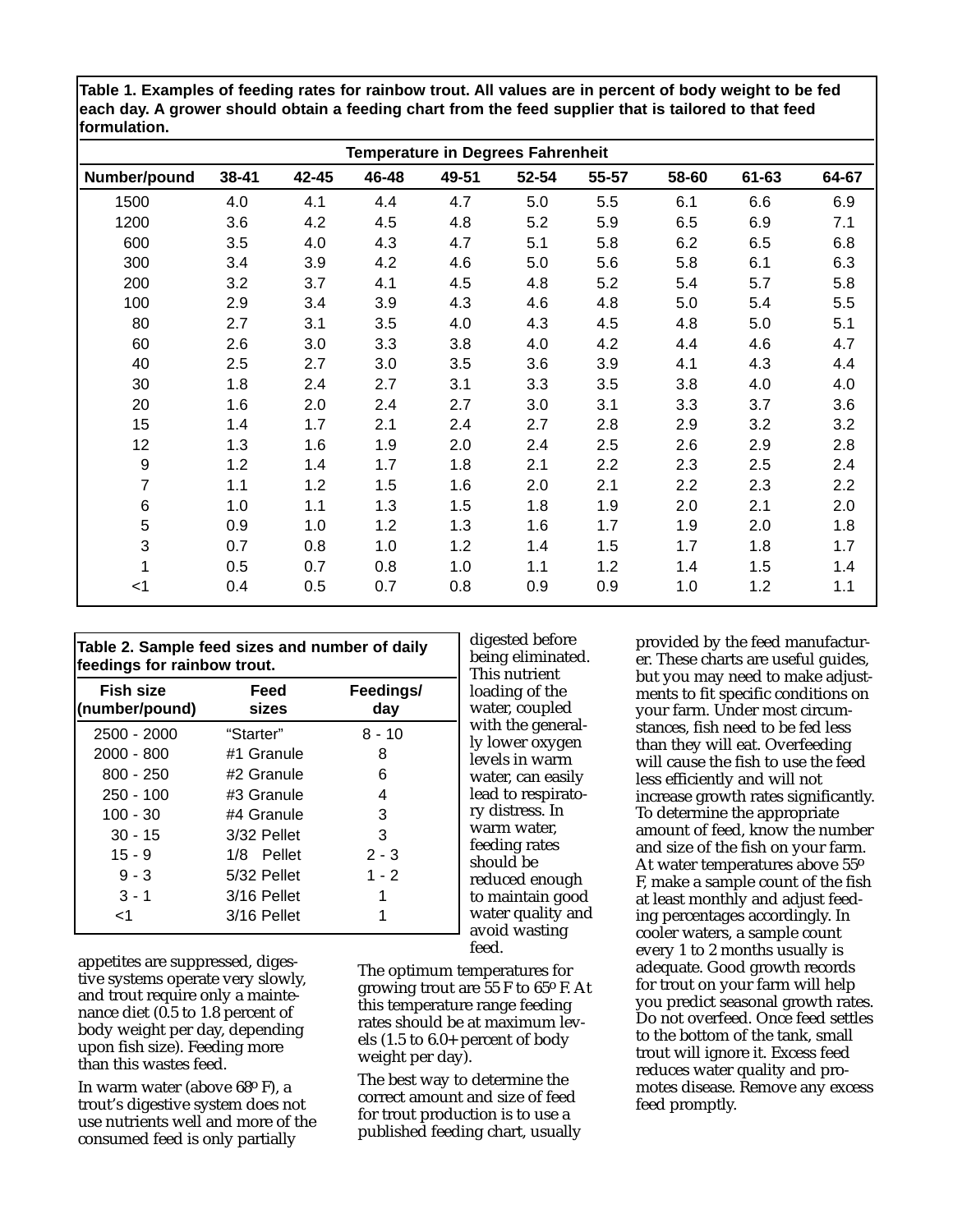**Table 1. Examples of feeding rates for rainbow trout. All values are in percent of body weight to be fed each day. A grower should obtain a feeding chart from the feed supplier that is tailored to that feed formulation.**

| | Temperature in Degrees Fahrenheit | | | | | | | | |
|---|---|---|---|---|---|---|---|---|---|
| **Number/pound** | **38-41** | **42-45** | **46-48** | **49-51** | **52-54** | **55-57** | **58-60** | **61-63** | **64-67** |
| 1500 | 4.0 | 4.1 | 4.4 | 4.7 | 5.0 | 5.5 | 6.1 | 6.6 | 6.9 |
| 1200 | 3.6 | 4.2 | 4.5 | 4.8 | 5.2 | 5.9 | 6.5 | 6.9 | 7.1 |
| 600 | 3.5 | 4.0 | 4.3 | 4.7 | 5.1 | 5.8 | 6.2 | 6.5 | 6.8 |
| 300 | 3.4 | 3.9 | 4.2 | 4.6 | 5.0 | 5.6 | 5.8 | 6.1 | 6.3 |
| 200 | 3.2 | 3.7 | 4.1 | 4.5 | 4.8 | 5.2 | 5.4 | 5.7 | 5.8 |
| 100 | 2.9 | 3.4 | 3.9 | 4.3 | 4.6 | 4.8 | 5.0 | 5.4 | 5.5 |
| 80 | 2.7 | 3.1 | 3.5 | 4.0 | 4.3 | 4.5 | 4.8 | 5.0 | 5.1 |
| 60 | 2.6 | 3.0 | 3.3 | 3.8 | 4.0 | 4.2 | 4.4 | 4.6 | 4.7 |
| 40 | 2.5 | 2.7 | 3.0 | 3.5 | 3.6 | 3.9 | 4.1 | 4.3 | 4.4 |
| 30 | 1.8 | 2.4 | 2.7 | 3.1 | 3.3 | 3.5 | 3.8 | 4.0 | 4.0 |
| 20 | 1.6 | 2.0 | 2.4 | 2.7 | 3.0 | 3.1 | 3.3 | 3.7 | 3.6 |
| 15 | 1.4 | 1.7 | 2.1 | 2.4 | 2.7 | 2.8 | 2.9 | 3.2 | 3.2 |
| 12 | 1.3 | 1.6 | 1.9 | 2.0 | 2.4 | 2.5 | 2.6 | 2.9 | 2.8 |
| 9 | 1.2 | 1.4 | 1.7 | 1.8 | 2.1 | 2.2 | 2.3 | 2.5 | 2.4 |
| 7 | 1.1 | 1.2 | 1.5 | 1.6 | 2.0 | 2.1 | 2.2 | 2.3 | 2.2 |
| 6 | 1.0 | 1.1 | 1.3 | 1.5 | 1.8 | 1.9 | 2.0 | 2.1 | 2.0 |
| 5 | 0.9 | 1.0 | 1.2 | 1.3 | 1.6 | 1.7 | 1.9 | 2.0 | 1.8 |
| 3 | 0.7 | 0.8 | 1.0 | 1.2 | 1.4 | 1.5 | 1.7 | 1.8 | 1.7 |
| 1 | 0.5 | 0.7 | 0.8 | 1.0 | 1.1 | 1.2 | 1.4 | 1.5 | 1.4 |
| <1 | 0.4 | 0.5 | 0.7 | 0.8 | 0.9 | 0.9 | 1.0 | 1.2 | 1.1 |

**Table 2. Sample feed sizes and number of daily feedings for rainbow trout.**

| Fish size (number/pound) | Feed sizes | Feedings/ day |
|---|---|---|
| 2500 - 2000 | "Starter" | 8 - 10 |
| 2000 - 800 | #1 Granule | 8 |
| 800 - 250 | #2 Granule | 6 |
| 250 - 100 | #3 Granule | 4 |
| 100 - 30 | #4 Granule | 3 |
| 30 - 15 | 3/32 Pellet | 3 |
| 15 - 9 | 1/8 Pellet | 2 - 3 |
| 9 - 3 | 5/32 Pellet | 1 - 2 |
| 3 - 1 | 3/16 Pellet | 1 |
| <1 | 3/16 Pellet | 1 |

appetites are suppressed, digestive systems operate very slowly, and trout require only a maintenance diet (0.5 to 1.8 percent of body weight per day, depending upon fish size). Feeding more than this wastes feed.

In warm water (above 68º F), a trout's digestive system does not use nutrients well and more of the consumed feed is only partially digested before being eliminated. This nutrient loading of the water, coupled with the generally lower oxygen levels in warm water, can easily lead to respiratory distress. In warm water, feeding rates should be reduced enough to maintain good water quality and avoid wasting feed.

The optimum temperatures for growing trout are 55 F to 65º F. At this temperature range feeding rates should be at maximum levels (1.5 to 6.0+ percent of body weight per day).

The best way to determine the correct amount and size of feed for trout production is to use a published feeding chart, usually provided by the feed manufacturer. These charts are useful guides, but you may need to make adjustments to fit specific conditions on your farm. Under most circumstances, fish need to be fed less than they will eat. Overfeeding will cause the fish to use the feed less efficiently and will not increase growth rates significantly. To determine the appropriate amount of feed, know the number and size of the fish on your farm. At water temperatures above 55º F, make a sample count of the fish at least monthly and adjust feeding percentages accordingly. In cooler waters, a sample count every 1 to 2 months usually is adequate. Good growth records for trout on your farm will help you predict seasonal growth rates. Do not overfeed. Once feed settles to the bottom of the tank, small trout will ignore it. Excess feed reduces water quality and promotes disease. Remove any excess feed promptly.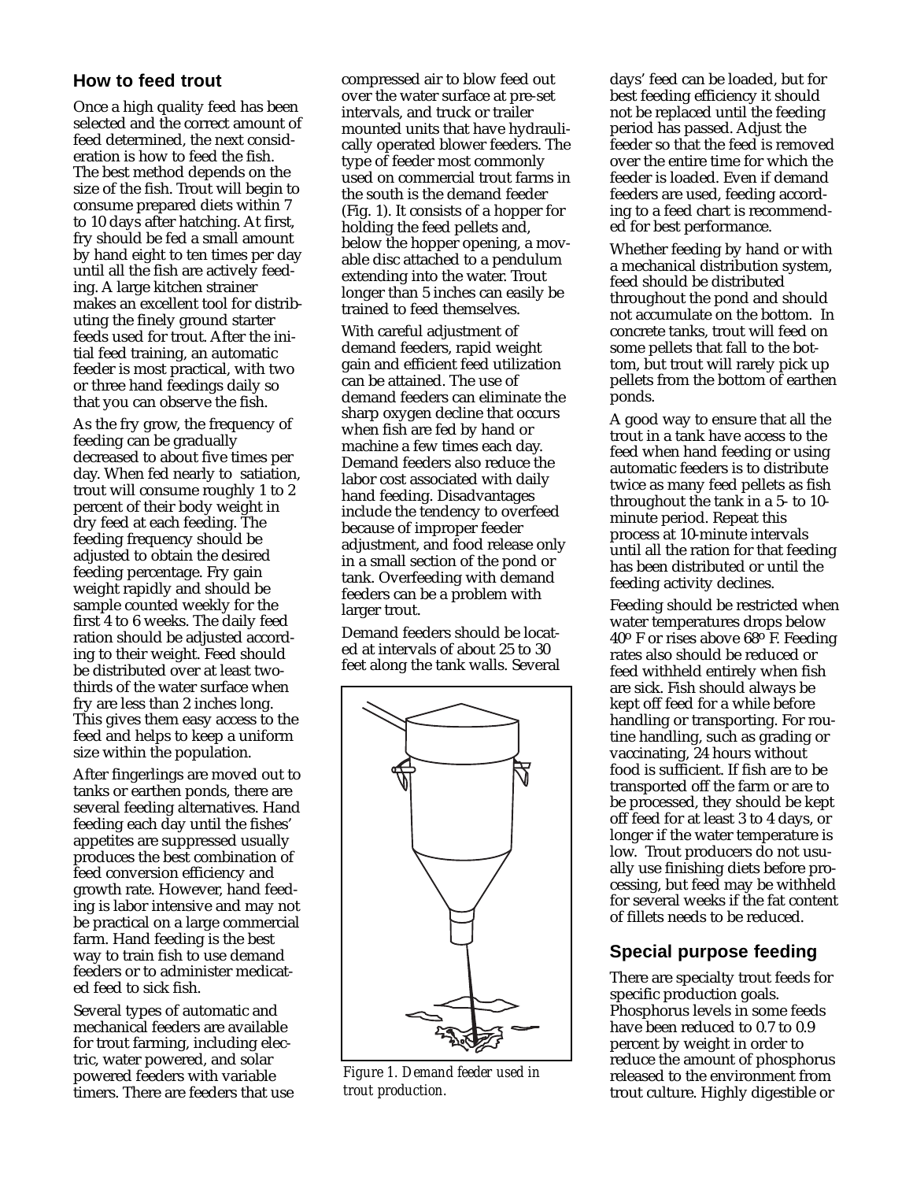## How to feed trout

Once a high quality feed has been selected and the correct amount of feed determined, the next consideration is how to feed the fish. The best method depends on the size of the fish. Trout will begin to consume prepared diets within 7 to 10 days after hatching. At first, fry should be fed a small amount by hand eight to ten times per day until all the fish are actively feeding. A large kitchen strainer makes an excellent tool for distributing the finely ground starter feeds used for trout. After the initial feed training, an automatic feeder is most practical, with two or three hand feedings daily so that you can observe the fish.

As the fry grow, the frequency of feeding can be gradually decreased to about five times per day. When fed nearly to satiation, trout will consume roughly 1 to 2 percent of their body weight in dry feed at each feeding. The feeding frequency should be adjusted to obtain the desired feeding percentage. Fry gain weight rapidly and should be sample counted weekly for the first 4 to 6 weeks. The daily feed ration should be adjusted according to their weight. Feed should be distributed over at least two-thirds of the water surface when fry are less than 2 inches long. This gives them easy access to the feed and helps to keep a uniform size within the population.

After fingerlings are moved out to tanks or earthen ponds, there are several feeding alternatives. Hand feeding each day until the fishes' appetites are suppressed usually produces the best combination of feed conversion efficiency and growth rate. However, hand feeding is labor intensive and may not be practical on a large commercial farm. Hand feeding is the best way to train fish to use demand feeders or to administer medicated feed to sick fish.

Several types of automatic and mechanical feeders are available for trout farming, including electric, water powered, and solar powered feeders with variable timers. There are feeders that use compressed air to blow feed out over the water surface at pre-set intervals, and truck or trailer mounted units that have hydraulically operated blower feeders. The type of feeder most commonly used on commercial trout farms in the south is the demand feeder (Fig. 1). It consists of a hopper for holding the feed pellets and, below the hopper opening, a movable disc attached to a pendulum extending into the water. Trout longer than 5 inches can easily be trained to feed themselves.

With careful adjustment of demand feeders, rapid weight gain and efficient feed utilization can be attained. The use of demand feeders can eliminate the sharp oxygen decline that occurs when fish are fed by hand or machine a few times each day. Demand feeders also reduce the labor cost associated with daily hand feeding. Disadvantages include the tendency to overfeed because of improper feeder adjustment, and food release only in a small section of the pond or tank. Overfeeding with demand feeders can be a problem with larger trout.

Demand feeders should be located at intervals of about 25 to 30 feet along the tank walls. Several days' feed can be loaded, but for best feeding efficiency it should not be replaced until the feeding period has passed. Adjust the feeder so that the feed is removed over the entire time for which the feeder is loaded. Even if demand feeders are used, feeding according to a feed chart is recommended for best performance.

*Figure 1. Demand feeder used in trout production.*

Whether feeding by hand or with a mechanical distribution system, feed should be distributed throughout the pond and should not accumulate on the bottom. In concrete tanks, trout will feed on some pellets that fall to the bottom, but trout will rarely pick up pellets from the bottom of earthen ponds.

A good way to ensure that all the trout in a tank have access to the feed when hand feeding or using automatic feeders is to distribute twice as many feed pellets as fish throughout the tank in a 5- to 10-minute period. Repeat this process at 10-minute intervals until all the ration for that feeding has been distributed or until the feeding activity declines.

Feeding should be restricted when water temperatures drops below 40º F or rises above 68º F. Feeding rates also should be reduced or feed withheld entirely when fish are sick. Fish should always be kept off feed for a while before handling or transporting. For routine handling, such as grading or vaccinating, 24 hours without food is sufficient. If fish are to be transported off the farm or are to be processed, they should be kept off feed for at least 3 to 4 days, or longer if the water temperature is low. Trout producers do not usually use finishing diets before processing, but feed may be withheld for several weeks if the fat content of fillets needs to be reduced.

## Special purpose feeding

There are specialty trout feeds for specific production goals. Phosphorus levels in some feeds have been reduced to 0.7 to 0.9 percent by weight in order to reduce the amount of phosphorus released to the environment from trout culture. Highly digestible or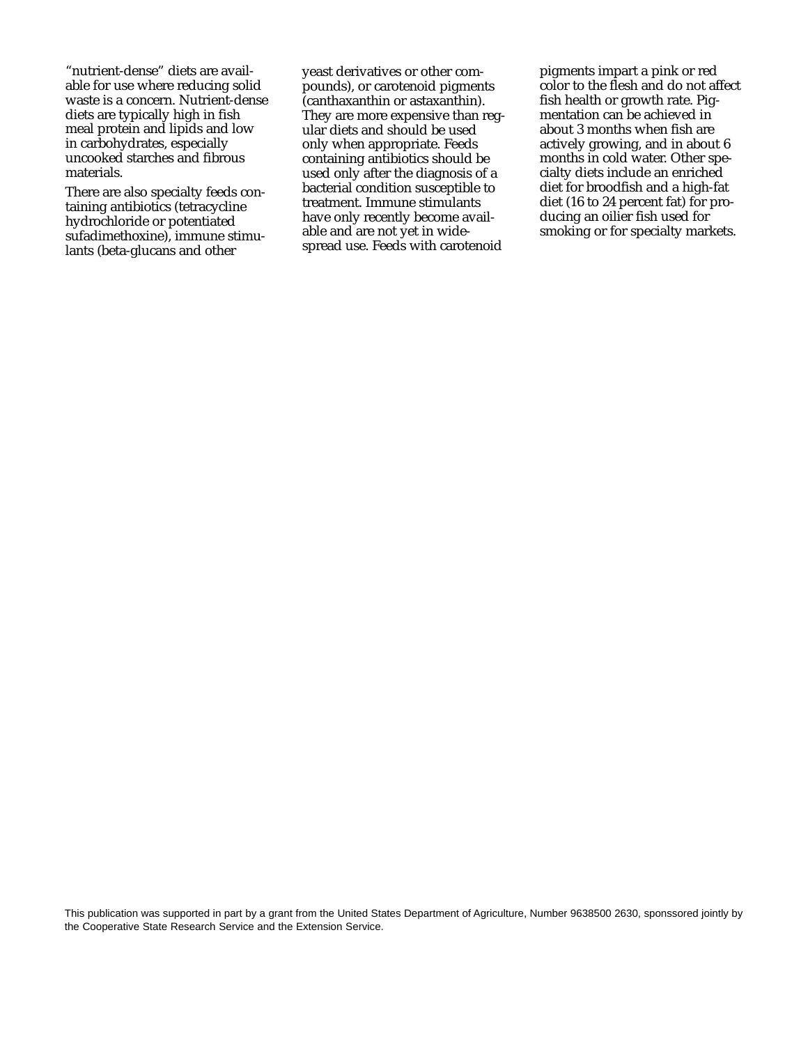"nutrient-dense" diets are available for use where reducing solid waste is a concern. Nutrient-dense diets are typically high in fish meal protein and lipids and low in carbohydrates, especially uncooked starches and fibrous materials.

There are also specialty feeds containing antibiotics (tetracycline hydrochloride or potentiated sufadimethoxine), immune stimulants (beta-glucans and other yeast derivatives or other compounds), or carotenoid pigments (canthaxanthin or astaxanthin). They are more expensive than regular diets and should be used only when appropriate. Feeds containing antibiotics should be used only after the diagnosis of a bacterial condition susceptible to treatment. Immune stimulants have only recently become available and are not yet in widespread use. Feeds with carotenoid pigments impart a pink or red color to the flesh and do not affect fish health or growth rate. Pigmentation can be achieved in about 3 months when fish are actively growing, and in about 6 months in cold water. Other specialty diets include an enriched diet for broodfish and a high-fat diet (16 to 24 percent fat) for producing an oilier fish used for smoking or for specialty markets.

This publication was supported in part by a grant from the United States Department of Agriculture, Number 9638500 2630, sponssored jointly by the Cooperative State Research Service and the Extension Service.